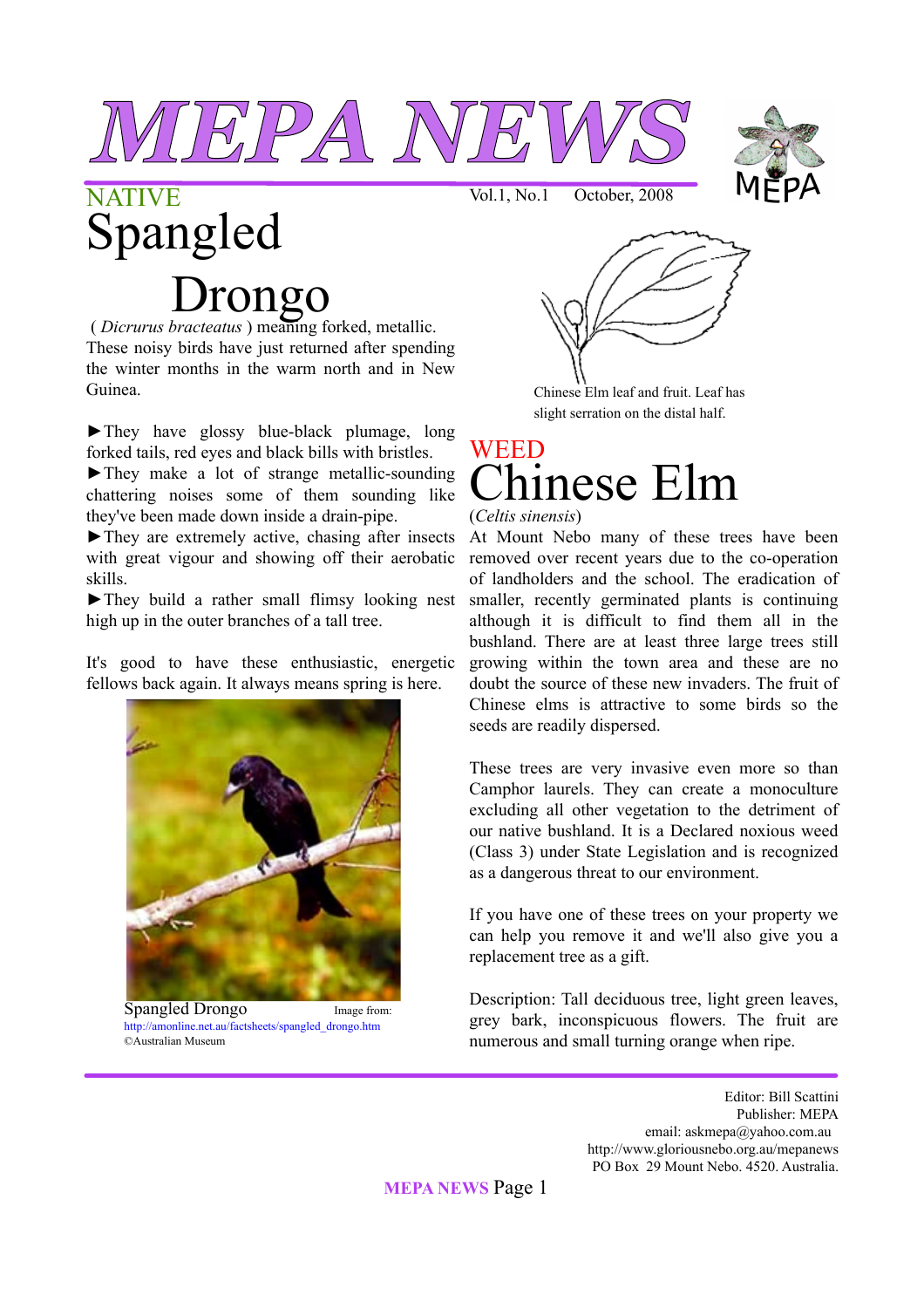# MEPA NEWS

Vol.1, No.1 October, 2008

NATIVE

## Spangled Drongo

( *Dicrurus bracteatus* ) meaning forked, metallic.
These noisy birds have just returned after spending the winter months in the warm north and in New Guinea.

►They have glossy blue-black plumage, long forked tails, red eyes and black bills with bristles.
►They make a lot of strange metallic-sounding chattering noises some of them sounding like they've been made down inside a drain-pipe.
►They are extremely active, chasing after insects with great vigour and showing off their aerobatic skills.
►They build a rather small flimsy looking nest high up in the outer branches of a tall tree.

It's good to have these enthusiastic, energetic fellows back again. It always means spring is here.

Spangled Drongo Image from: http://amonline.net.au/factsheets/spangled_drongo.htm ©Australian Museum

Chinese Elm leaf and fruit. Leaf has slight serration on the distal half.

WEED

## Chinese Elm

(*Celtis sinensis*)

At Mount Nebo many of these trees have been removed over recent years due to the co-operation of landholders and the school. The eradication of smaller, recently germinated plants is continuing although it is difficult to find them all in the bushland. There are at least three large trees still growing within the town area and these are no doubt the source of these new invaders. The fruit of Chinese elms is attractive to some birds so the seeds are readily dispersed.

These trees are very invasive even more so than Camphor laurels. They can create a monoculture excluding all other vegetation to the detriment of our native bushland. It is a Declared noxious weed (Class 3) under State Legislation and is recognized as a dangerous threat to our environment.

If you have one of these trees on your property we can help you remove it and we'll also give you a replacement tree as a gift.

Description: Tall deciduous tree, light green leaves, grey bark, inconspicuous flowers. The fruit are numerous and small turning orange when ripe.

Editor: Bill Scattini
Publisher: MEPA
email: askmepa@yahoo.com.au
http://www.gloriousnebo.org.au/mepanews
PO Box 29 Mount Nebo. 4520. Australia.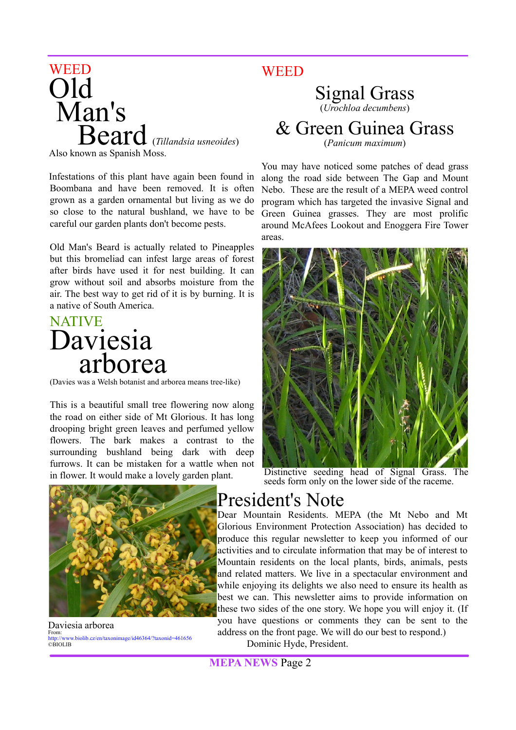WEED

# Old Man's Beard (*Tillandsia usneoides*)

Also known as Spanish Moss.

Infestations of this plant have again been found in Boombana and have been removed. It is often grown as a garden ornamental but living as we do so close to the natural bushland, we have to be careful our garden plants don't become pests.

Old Man's Beard is actually related to Pineapples but this bromeliad can infest large areas of forest after birds have used it for nest building. It can grow without soil and absorbs moisture from the air. The best way to get rid of it is by burning. It is a native of South America.

NATIVE

# Daviesia arborea

(Davies was a Welsh botanist and arborea means tree-like)

This is a beautiful small tree flowering now along the road on either side of Mt Glorious. It has long drooping bright green leaves and perfumed yellow flowers. The bark makes a contrast to the surrounding bushland being dark with deep furrows. It can be mistaken for a wattle when not in flower. It would make a lovely garden plant.

Daviesia arborea
From: http://www.biolib.cz/en/taxonimage/id46364/?taxonid=461656
©BIOLIB

WEED

# Signal Grass (*Urochloa decumbens*) & Green Guinea Grass (*Panicum maximum*)

You may have noticed some patches of dead grass along the road side between The Gap and Mount Nebo. These are the result of a MEPA weed control program which has targeted the invasive Signal and Green Guinea grasses. They are most prolific around McAfees Lookout and Enoggera Fire Tower areas.

Distinctive seeding head of Signal Grass. The seeds form only on the lower side of the raceme.

# President's Note

Dear Mountain Residents. MEPA (the Mt Nebo and Mt Glorious Environment Protection Association) has decided to produce this regular newsletter to keep you informed of our activities and to circulate information that may be of interest to Mountain residents on the local plants, birds, animals, pests and related matters. We live in a spectacular environment and while enjoying its delights we also need to ensure its health as best we can. This newsletter aims to provide information on these two sides of the one story. We hope you will enjoy it. (If you have questions or comments they can be sent to the address on the front page. We will do our best to respond.)

Dominic Hyde, President.